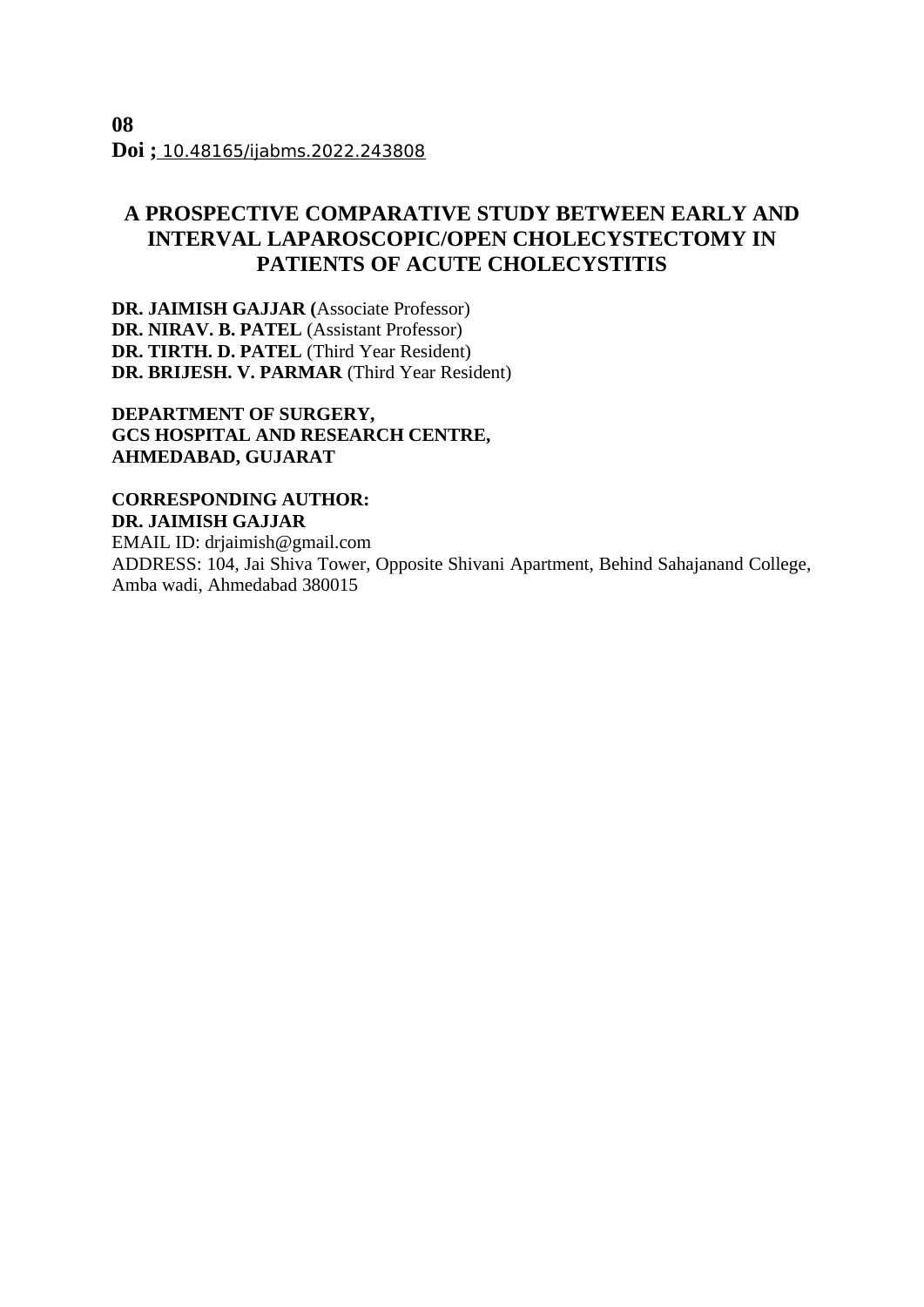**08**
**Doi ;** 10.48165/ijabms.2022.243808

# A PROSPECTIVE COMPARATIVE STUDY BETWEEN EARLY AND INTERVAL LAPAROSCOPIC/OPEN CHOLECYSTECTOMY IN PATIENTS OF ACUTE CHOLECYSTITIS

**DR. JAIMISH GAJJAR (**Associate Professor)
**DR. NIRAV. B. PATEL** (Assistant Professor)
**DR. TIRTH. D. PATEL** (Third Year Resident)
**DR. BRIJESH. V. PARMAR** (Third Year Resident)

**DEPARTMENT OF SURGERY,**
**GCS HOSPITAL AND RESEARCH CENTRE,**
**AHMEDABAD, GUJARAT**

**CORRESPONDING AUTHOR:**
**DR. JAIMISH GAJJAR**
EMAIL ID: drjaimish@gmail.com
ADDRESS: 104, Jai Shiva Tower, Opposite Shivani Apartment, Behind Sahajanand College, Amba wadi, Ahmedabad 380015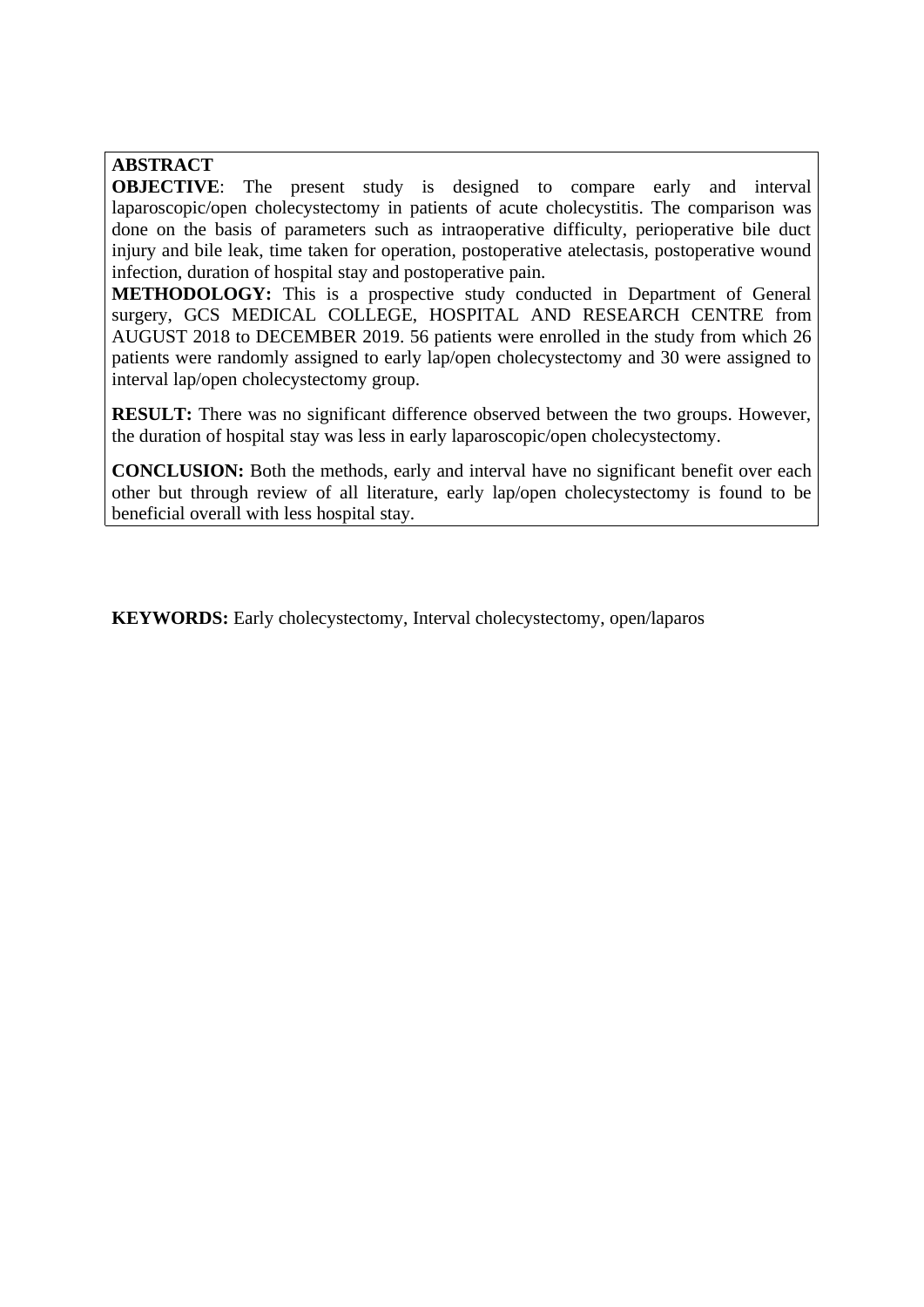## ABSTRACT

**OBJECTIVE**: The present study is designed to compare early and interval laparoscopic/open cholecystectomy in patients of acute cholecystitis. The comparison was done on the basis of parameters such as intraoperative difficulty, perioperative bile duct injury and bile leak, time taken for operation, postoperative atelectasis, postoperative wound infection, duration of hospital stay and postoperative pain.

**METHODOLOGY:** This is a prospective study conducted in Department of General surgery, GCS MEDICAL COLLEGE, HOSPITAL AND RESEARCH CENTRE from AUGUST 2018 to DECEMBER 2019. 56 patients were enrolled in the study from which 26 patients were randomly assigned to early lap/open cholecystectomy and 30 were assigned to interval lap/open cholecystectomy group.

**RESULT:** There was no significant difference observed between the two groups. However, the duration of hospital stay was less in early laparoscopic/open cholecystectomy.

**CONCLUSION:** Both the methods, early and interval have no significant benefit over each other but through review of all literature, early lap/open cholecystectomy is found to be beneficial overall with less hospital stay.

**KEYWORDS:** Early cholecystectomy, Interval cholecystectomy, open/laparos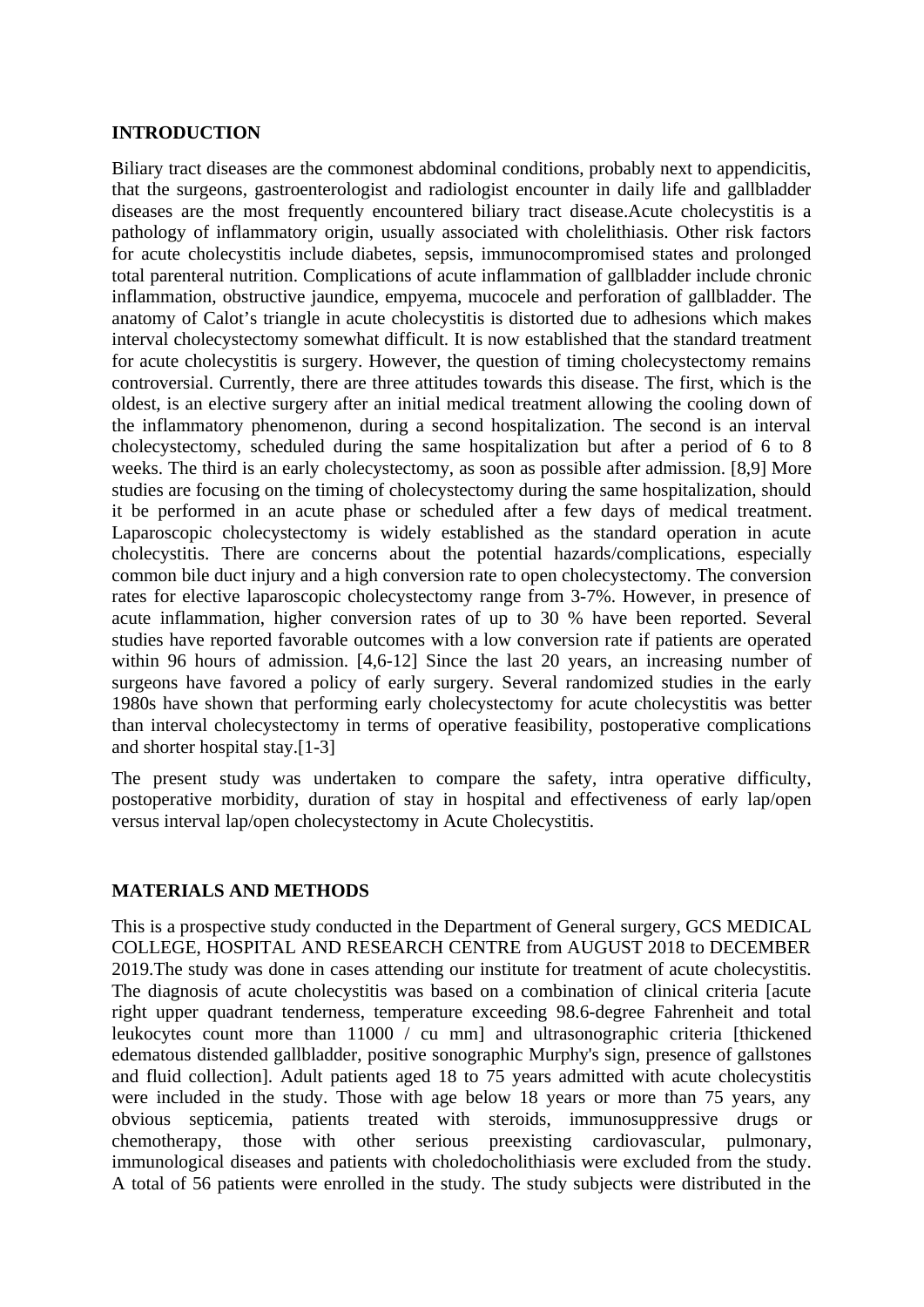## INTRODUCTION

Biliary tract diseases are the commonest abdominal conditions, probably next to appendicitis, that the surgeons, gastroenterologist and radiologist encounter in daily life and gallbladder diseases are the most frequently encountered biliary tract disease.Acute cholecystitis is a pathology of inflammatory origin, usually associated with cholelithiasis. Other risk factors for acute cholecystitis include diabetes, sepsis, immunocompromised states and prolonged total parenteral nutrition. Complications of acute inflammation of gallbladder include chronic inflammation, obstructive jaundice, empyema, mucocele and perforation of gallbladder. The anatomy of Calot's triangle in acute cholecystitis is distorted due to adhesions which makes interval cholecystectomy somewhat difficult. It is now established that the standard treatment for acute cholecystitis is surgery. However, the question of timing cholecystectomy remains controversial. Currently, there are three attitudes towards this disease. The first, which is the oldest, is an elective surgery after an initial medical treatment allowing the cooling down of the inflammatory phenomenon, during a second hospitalization. The second is an interval cholecystectomy, scheduled during the same hospitalization but after a period of 6 to 8 weeks. The third is an early cholecystectomy, as soon as possible after admission. [8,9] More studies are focusing on the timing of cholecystectomy during the same hospitalization, should it be performed in an acute phase or scheduled after a few days of medical treatment. Laparoscopic cholecystectomy is widely established as the standard operation in acute cholecystitis. There are concerns about the potential hazards/complications, especially common bile duct injury and a high conversion rate to open cholecystectomy. The conversion rates for elective laparoscopic cholecystectomy range from 3-7%. However, in presence of acute inflammation, higher conversion rates of up to 30 % have been reported. Several studies have reported favorable outcomes with a low conversion rate if patients are operated within 96 hours of admission. [4,6-12] Since the last 20 years, an increasing number of surgeons have favored a policy of early surgery. Several randomized studies in the early 1980s have shown that performing early cholecystectomy for acute cholecystitis was better than interval cholecystectomy in terms of operative feasibility, postoperative complications and shorter hospital stay.[1-3]

The present study was undertaken to compare the safety, intra operative difficulty, postoperative morbidity, duration of stay in hospital and effectiveness of early lap/open versus interval lap/open cholecystectomy in Acute Cholecystitis.

## MATERIALS AND METHODS

This is a prospective study conducted in the Department of General surgery, GCS MEDICAL COLLEGE, HOSPITAL AND RESEARCH CENTRE from AUGUST 2018 to DECEMBER 2019.The study was done in cases attending our institute for treatment of acute cholecystitis. The diagnosis of acute cholecystitis was based on a combination of clinical criteria [acute right upper quadrant tenderness, temperature exceeding 98.6-degree Fahrenheit and total leukocytes count more than 11000 / cu mm] and ultrasonographic criteria [thickened edematous distended gallbladder, positive sonographic Murphy's sign, presence of gallstones and fluid collection]. Adult patients aged 18 to 75 years admitted with acute cholecystitis were included in the study. Those with age below 18 years or more than 75 years, any obvious septicemia, patients treated with steroids, immunosuppressive drugs or chemotherapy, those with other serious preexisting cardiovascular, pulmonary, immunological diseases and patients with choledocholithiasis were excluded from the study. A total of 56 patients were enrolled in the study. The study subjects were distributed in the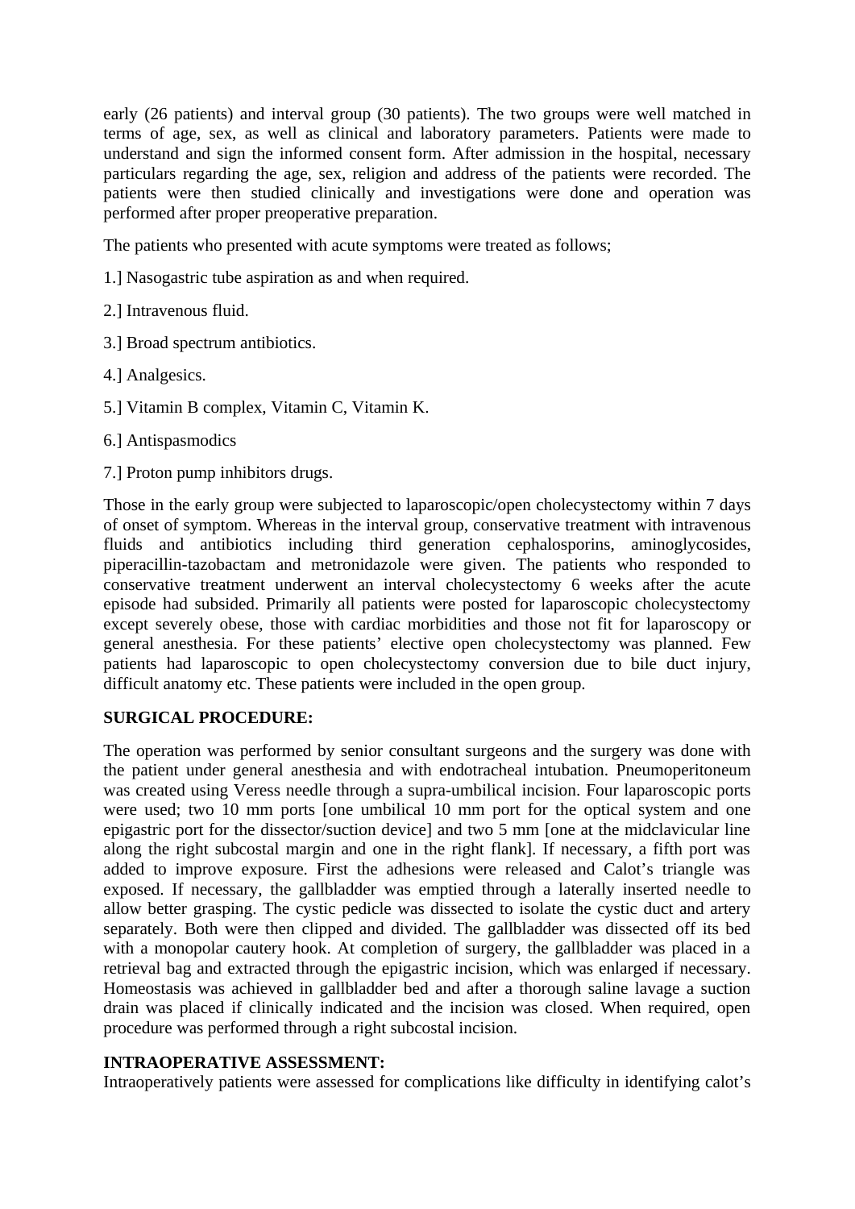early (26 patients) and interval group (30 patients). The two groups were well matched in terms of age, sex, as well as clinical and laboratory parameters. Patients were made to understand and sign the informed consent form. After admission in the hospital, necessary particulars regarding the age, sex, religion and address of the patients were recorded. The patients were then studied clinically and investigations were done and operation was performed after proper preoperative preparation.

The patients who presented with acute symptoms were treated as follows;

1.] Nasogastric tube aspiration as and when required.

2.] Intravenous fluid.

3.] Broad spectrum antibiotics.

4.] Analgesics.

5.] Vitamin B complex, Vitamin C, Vitamin K.

6.] Antispasmodics

7.] Proton pump inhibitors drugs.

Those in the early group were subjected to laparoscopic/open cholecystectomy within 7 days of onset of symptom. Whereas in the interval group, conservative treatment with intravenous fluids and antibiotics including third generation cephalosporins, aminoglycosides, piperacillin-tazobactam and metronidazole were given. The patients who responded to conservative treatment underwent an interval cholecystectomy 6 weeks after the acute episode had subsided. Primarily all patients were posted for laparoscopic cholecystectomy except severely obese, those with cardiac morbidities and those not fit for laparoscopy or general anesthesia. For these patients' elective open cholecystectomy was planned. Few patients had laparoscopic to open cholecystectomy conversion due to bile duct injury, difficult anatomy etc. These patients were included in the open group.

**SURGICAL PROCEDURE:**

The operation was performed by senior consultant surgeons and the surgery was done with the patient under general anesthesia and with endotracheal intubation. Pneumoperitoneum was created using Veress needle through a supra-umbilical incision. Four laparoscopic ports were used; two 10 mm ports [one umbilical 10 mm port for the optical system and one epigastric port for the dissector/suction device] and two 5 mm [one at the midclavicular line along the right subcostal margin and one in the right flank]. If necessary, a fifth port was added to improve exposure. First the adhesions were released and Calot's triangle was exposed. If necessary, the gallbladder was emptied through a laterally inserted needle to allow better grasping. The cystic pedicle was dissected to isolate the cystic duct and artery separately. Both were then clipped and divided. The gallbladder was dissected off its bed with a monopolar cautery hook. At completion of surgery, the gallbladder was placed in a retrieval bag and extracted through the epigastric incision, which was enlarged if necessary. Homeostasis was achieved in gallbladder bed and after a thorough saline lavage a suction drain was placed if clinically indicated and the incision was closed. When required, open procedure was performed through a right subcostal incision.

**INTRAOPERATIVE ASSESSMENT:**

Intraoperatively patients were assessed for complications like difficulty in identifying calot's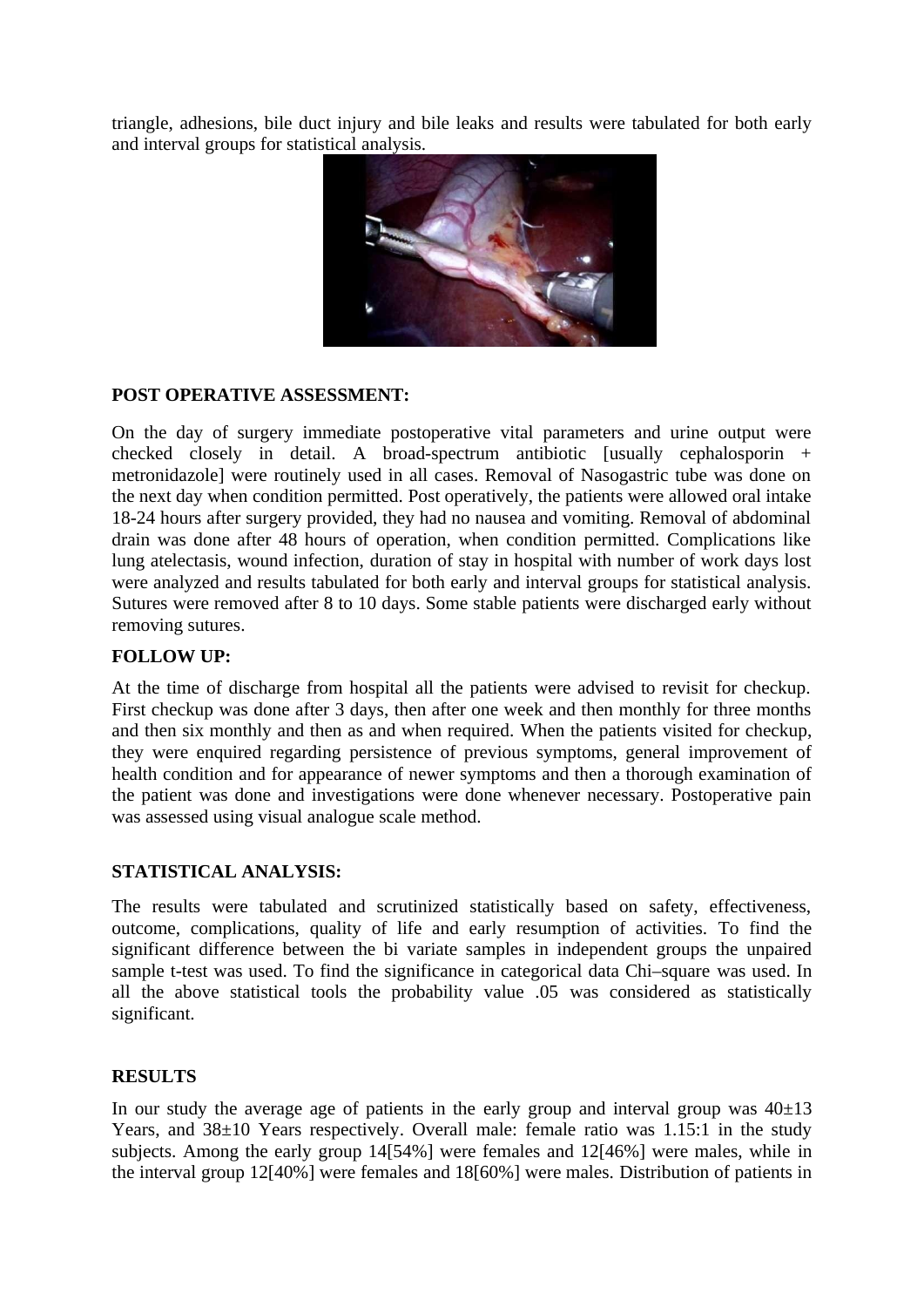triangle, adhesions, bile duct injury and bile leaks and results were tabulated for both early and interval groups for statistical analysis.

**POST OPERATIVE ASSESSMENT:**

On the day of surgery immediate postoperative vital parameters and urine output were checked closely in detail. A broad-spectrum antibiotic [usually cephalosporin + metronidazole] were routinely used in all cases. Removal of Nasogastric tube was done on the next day when condition permitted. Post operatively, the patients were allowed oral intake 18-24 hours after surgery provided, they had no nausea and vomiting. Removal of abdominal drain was done after 48 hours of operation, when condition permitted. Complications like lung atelectasis, wound infection, duration of stay in hospital with number of work days lost were analyzed and results tabulated for both early and interval groups for statistical analysis. Sutures were removed after 8 to 10 days. Some stable patients were discharged early without removing sutures.

**FOLLOW UP:**

At the time of discharge from hospital all the patients were advised to revisit for checkup. First checkup was done after 3 days, then after one week and then monthly for three months and then six monthly and then as and when required. When the patients visited for checkup, they were enquired regarding persistence of previous symptoms, general improvement of health condition and for appearance of newer symptoms and then a thorough examination of the patient was done and investigations were done whenever necessary. Postoperative pain was assessed using visual analogue scale method.

**STATISTICAL ANALYSIS:**

The results were tabulated and scrutinized statistically based on safety, effectiveness, outcome, complications, quality of life and early resumption of activities. To find the significant difference between the bi variate samples in independent groups the unpaired sample t-test was used. To find the significance in categorical data Chi–square was used. In all the above statistical tools the probability value .05 was considered as statistically significant.

**RESULTS**

In our study the average age of patients in the early group and interval group was $40\pm13$ Years, and $38\pm10$ Years respectively. Overall male: female ratio was 1.15:1 in the study subjects. Among the early group 14[54%] were females and 12[46%] were males, while in the interval group 12[40%] were females and 18[60%] were males. Distribution of patients in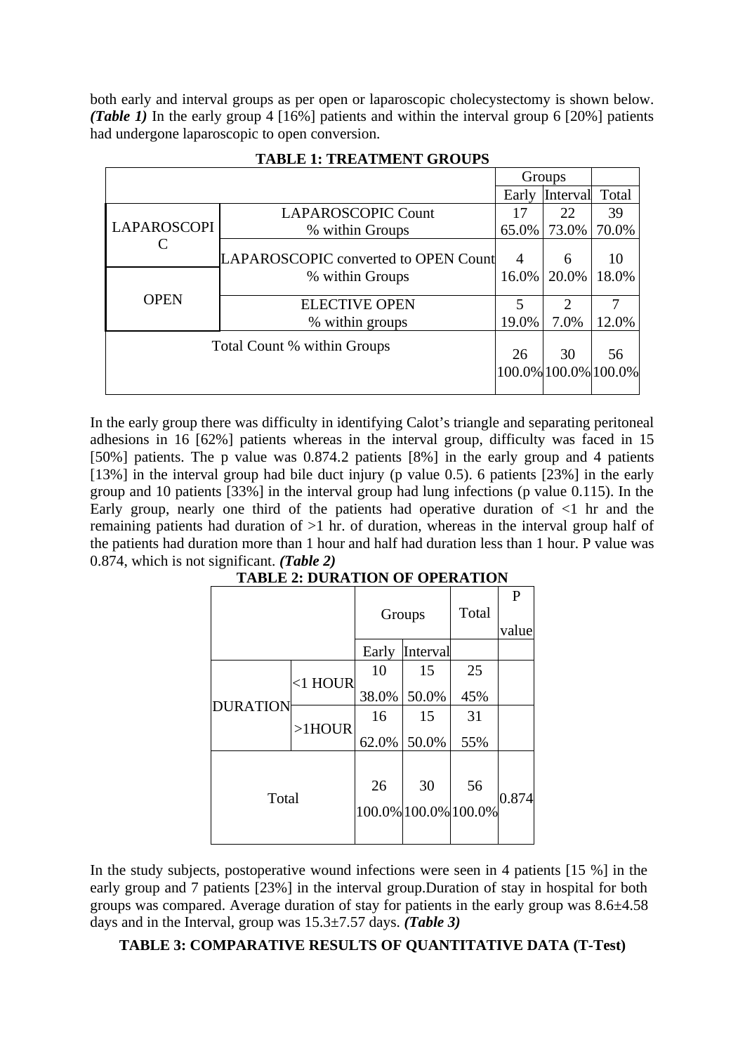both early and interval groups as per open or laparoscopic cholecystectomy is shown below. ***(Table 1)*** In the early group 4 [16%] patients and within the interval group 6 [20%] patients had undergone laparoscopic to open conversion.

**TABLE 1: TREATMENT GROUPS**

| | | Groups | | |
|---|---|---|---|---|
| | | Early | Interval | Total |
| LAPAROSCOPIC | LAPAROSCOPIC Count<br>% within Groups | 17<br>65.0% | 22<br>73.0% | 39<br>70.0% |
| | LAPAROSCOPIC converted to OPEN Count<br>% within Groups | 4<br>16.0% | 6<br>20.0% | 10<br>18.0% |
| OPEN | ELECTIVE OPEN<br>% within groups | 5<br>19.0% | 2<br>7.0% | 7<br>12.0% |
| Total Count % within Groups | | 26<br>100.0% | 30<br>100.0% | 56<br>100.0% |

In the early group there was difficulty in identifying Calot's triangle and separating peritoneal adhesions in 16 [62%] patients whereas in the interval group, difficulty was faced in 15 [50%] patients. The p value was 0.874.2 patients [8%] in the early group and 4 patients [13%] in the interval group had bile duct injury (p value 0.5). 6 patients [23%] in the early group and 10 patients [33%] in the interval group had lung infections (p value 0.115). In the Early group, nearly one third of the patients had operative duration of <1 hr and the remaining patients had duration of >1 hr. of duration, whereas in the interval group half of the patients had duration more than 1 hour and half had duration less than 1 hour. P value was 0.874, which is not significant. ***(Table 2)***

**TABLE 2: DURATION OF OPERATION**

| | | Groups | | Total | P value |
|---|---|---|---|---|---|
| | | Early | Interval | | |
| DURATION | <1 HOUR | 10<br>38.0% | 15<br>50.0% | 25<br>45% | |
| | >1HOUR | 16<br>62.0% | 15<br>50.0% | 31<br>55% | |
| Total | | 26<br>100.0% | 30<br>100.0% | 56<br>100.0% | 0.874 |

In the study subjects, postoperative wound infections were seen in 4 patients [15 %] in the early group and 7 patients [23%] in the interval group.Duration of stay in hospital for both groups was compared. Average duration of stay for patients in the early group was 8.6±4.58 days and in the Interval, group was 15.3±7.57 days. ***(Table 3)***

**TABLE 3: COMPARATIVE RESULTS OF QUANTITATIVE DATA (T-Test)**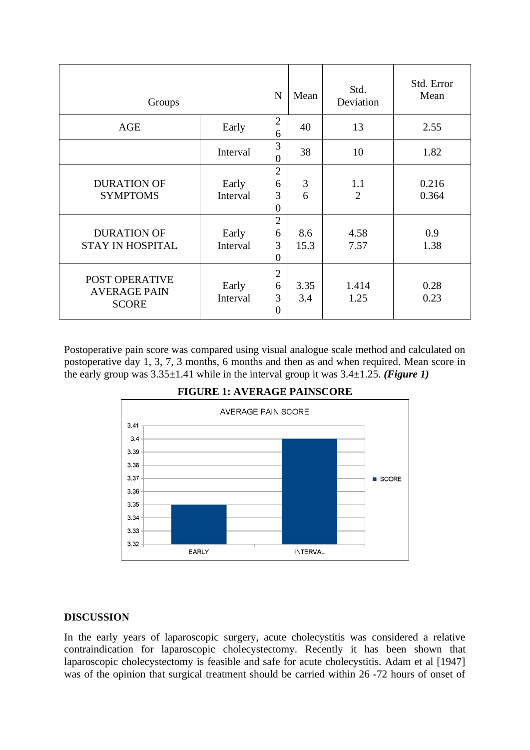| Groups | | N | Mean | Std. Deviation | Std. Error Mean |
|---|---|---|---|---|---|
| AGE | Early | 26 | 40 | 13 | 2.55 |
| | Interval | 30 | 38 | 10 | 1.82 |
| DURATION OF SYMPTOMS | Early<br>Interval | 26<br>30 | 3<br>6 | 1.1<br>2 | 0.216<br>0.364 |
| DURATION OF STAY IN HOSPITAL | Early<br>Interval | 26<br>30 | 8.6<br>15.3 | 4.58<br>7.57 | 0.9<br>1.38 |
| POST OPERATIVE AVERAGE PAIN SCORE | Early<br>Interval | 26<br>30 | 3.35<br>3.4 | 1.414<br>1.25 | 0.28<br>0.23 |

Postoperative pain score was compared using visual analogue scale method and calculated on postoperative day 1, 3, 7, 3 months, 6 months and then as and when required. Mean score in the early group was 3.35±1.41 while in the interval group it was 3.4±1.25. ***(Figure 1)***

**FIGURE 1: AVERAGE PAINSCORE**

AVERAGE PAIN SCORE

| | SCORE |
|---|---|
| EARLY | 3.35 |
| INTERVAL | 3.4 |

**DISCUSSION**

In the early years of laparoscopic surgery, acute cholecystitis was considered a relative contraindication for laparoscopic cholecystectomy. Recently it has been shown that laparoscopic cholecystectomy is feasible and safe for acute cholecystitis. Adam et al [1947] was of the opinion that surgical treatment should be carried within 26 -72 hours of onset of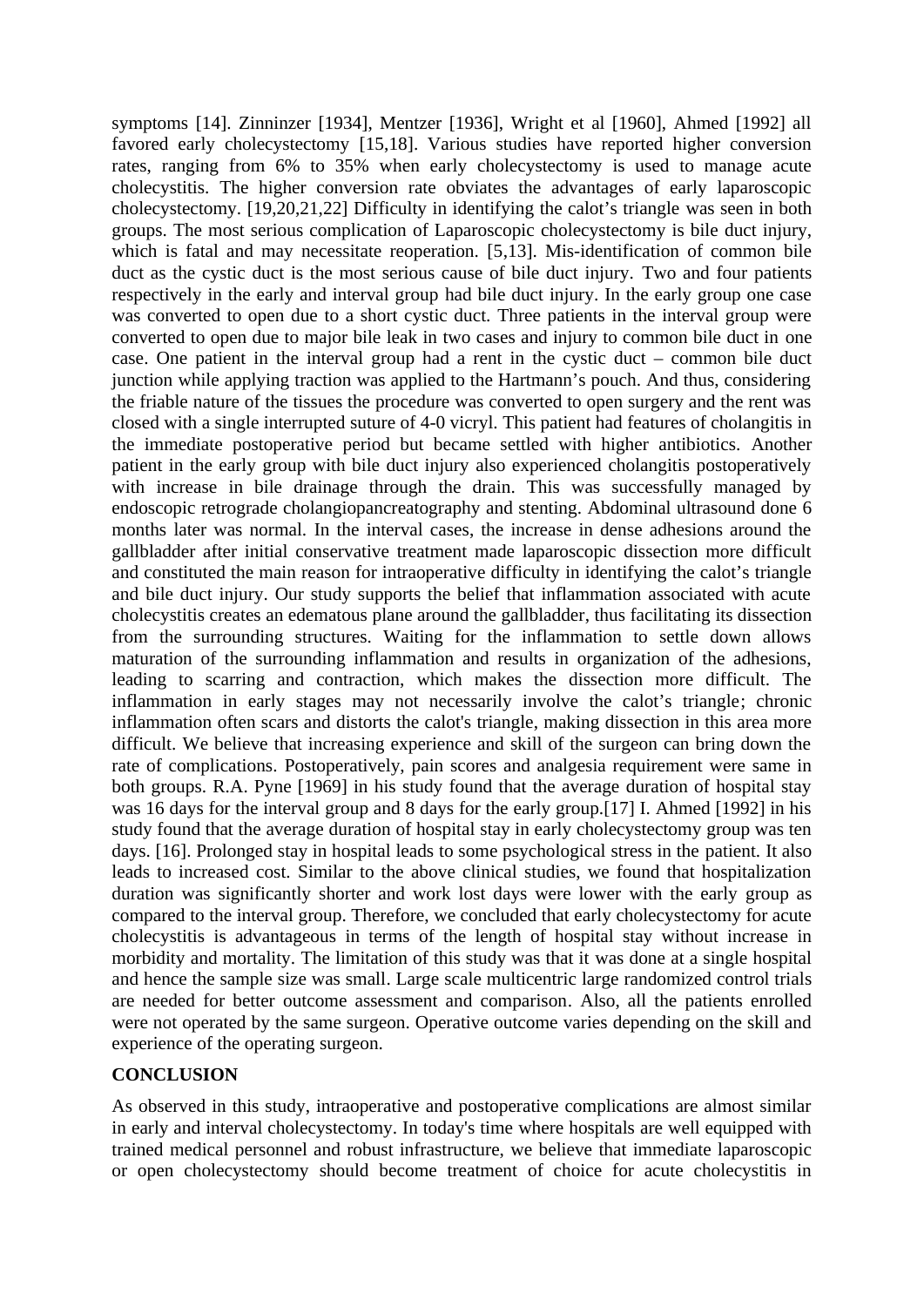symptoms [14]. Zinninzer [1934], Mentzer [1936], Wright et al [1960], Ahmed [1992] all favored early cholecystectomy [15,18]. Various studies have reported higher conversion rates, ranging from 6% to 35% when early cholecystectomy is used to manage acute cholecystitis. The higher conversion rate obviates the advantages of early laparoscopic cholecystectomy. [19,20,21,22] Difficulty in identifying the calot's triangle was seen in both groups. The most serious complication of Laparoscopic cholecystectomy is bile duct injury, which is fatal and may necessitate reoperation. [5,13]. Mis-identification of common bile duct as the cystic duct is the most serious cause of bile duct injury. Two and four patients respectively in the early and interval group had bile duct injury. In the early group one case was converted to open due to a short cystic duct. Three patients in the interval group were converted to open due to major bile leak in two cases and injury to common bile duct in one case. One patient in the interval group had a rent in the cystic duct – common bile duct junction while applying traction was applied to the Hartmann's pouch. And thus, considering the friable nature of the tissues the procedure was converted to open surgery and the rent was closed with a single interrupted suture of 4-0 vicryl. This patient had features of cholangitis in the immediate postoperative period but became settled with higher antibiotics. Another patient in the early group with bile duct injury also experienced cholangitis postoperatively with increase in bile drainage through the drain. This was successfully managed by endoscopic retrograde cholangiopancreatography and stenting. Abdominal ultrasound done 6 months later was normal. In the interval cases, the increase in dense adhesions around the gallbladder after initial conservative treatment made laparoscopic dissection more difficult and constituted the main reason for intraoperative difficulty in identifying the calot's triangle and bile duct injury. Our study supports the belief that inflammation associated with acute cholecystitis creates an edematous plane around the gallbladder, thus facilitating its dissection from the surrounding structures. Waiting for the inflammation to settle down allows maturation of the surrounding inflammation and results in organization of the adhesions, leading to scarring and contraction, which makes the dissection more difficult. The inflammation in early stages may not necessarily involve the calot's triangle; chronic inflammation often scars and distorts the calot's triangle, making dissection in this area more difficult. We believe that increasing experience and skill of the surgeon can bring down the rate of complications. Postoperatively, pain scores and analgesia requirement were same in both groups. R.A. Pyne [1969] in his study found that the average duration of hospital stay was 16 days for the interval group and 8 days for the early group.[17] I. Ahmed [1992] in his study found that the average duration of hospital stay in early cholecystectomy group was ten days. [16]. Prolonged stay in hospital leads to some psychological stress in the patient. It also leads to increased cost. Similar to the above clinical studies, we found that hospitalization duration was significantly shorter and work lost days were lower with the early group as compared to the interval group. Therefore, we concluded that early cholecystectomy for acute cholecystitis is advantageous in terms of the length of hospital stay without increase in morbidity and mortality. The limitation of this study was that it was done at a single hospital and hence the sample size was small. Large scale multicentric large randomized control trials are needed for better outcome assessment and comparison. Also, all the patients enrolled were not operated by the same surgeon. Operative outcome varies depending on the skill and experience of the operating surgeon.

## CONCLUSION

As observed in this study, intraoperative and postoperative complications are almost similar in early and interval cholecystectomy. In today's time where hospitals are well equipped with trained medical personnel and robust infrastructure, we believe that immediate laparoscopic or open cholecystectomy should become treatment of choice for acute cholecystitis in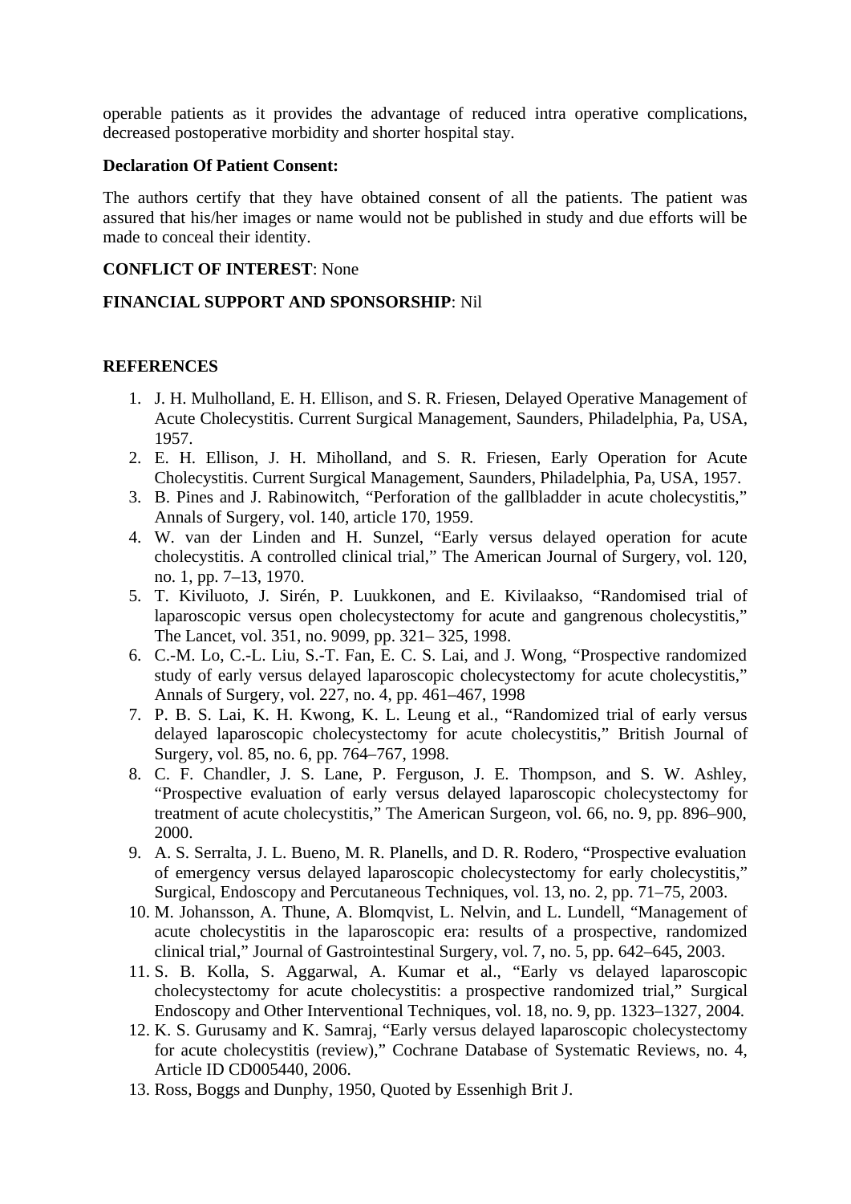operable patients as it provides the advantage of reduced intra operative complications, decreased postoperative morbidity and shorter hospital stay.

**Declaration Of Patient Consent:**

The authors certify that they have obtained consent of all the patients. The patient was assured that his/her images or name would not be published in study and due efforts will be made to conceal their identity.

**CONFLICT OF INTEREST**: None

**FINANCIAL SUPPORT AND SPONSORSHIP**: Nil

**REFERENCES**

1. J. H. Mulholland, E. H. Ellison, and S. R. Friesen, Delayed Operative Management of Acute Cholecystitis. Current Surgical Management, Saunders, Philadelphia, Pa, USA, 1957.
2. E. H. Ellison, J. H. Miholland, and S. R. Friesen, Early Operation for Acute Cholecystitis. Current Surgical Management, Saunders, Philadelphia, Pa, USA, 1957.
3. B. Pines and J. Rabinowitch, "Perforation of the gallbladder in acute cholecystitis," Annals of Surgery, vol. 140, article 170, 1959.
4. W. van der Linden and H. Sunzel, "Early versus delayed operation for acute cholecystitis. A controlled clinical trial," The American Journal of Surgery, vol. 120, no. 1, pp. 7–13, 1970.
5. T. Kiviluoto, J. Sirén, P. Luukkonen, and E. Kivilaakso, "Randomised trial of laparoscopic versus open cholecystectomy for acute and gangrenous cholecystitis," The Lancet, vol. 351, no. 9099, pp. 321– 325, 1998.
6. C.-M. Lo, C.-L. Liu, S.-T. Fan, E. C. S. Lai, and J. Wong, "Prospective randomized study of early versus delayed laparoscopic cholecystectomy for acute cholecystitis," Annals of Surgery, vol. 227, no. 4, pp. 461–467, 1998
7. P. B. S. Lai, K. H. Kwong, K. L. Leung et al., "Randomized trial of early versus delayed laparoscopic cholecystectomy for acute cholecystitis," British Journal of Surgery, vol. 85, no. 6, pp. 764–767, 1998.
8. C. F. Chandler, J. S. Lane, P. Ferguson, J. E. Thompson, and S. W. Ashley, "Prospective evaluation of early versus delayed laparoscopic cholecystectomy for treatment of acute cholecystitis," The American Surgeon, vol. 66, no. 9, pp. 896–900, 2000.
9. A. S. Serralta, J. L. Bueno, M. R. Planells, and D. R. Rodero, "Prospective evaluation of emergency versus delayed laparoscopic cholecystectomy for early cholecystitis," Surgical, Endoscopy and Percutaneous Techniques, vol. 13, no. 2, pp. 71–75, 2003.
10. M. Johansson, A. Thune, A. Blomqvist, L. Nelvin, and L. Lundell, "Management of acute cholecystitis in the laparoscopic era: results of a prospective, randomized clinical trial," Journal of Gastrointestinal Surgery, vol. 7, no. 5, pp. 642–645, 2003.
11. S. B. Kolla, S. Aggarwal, A. Kumar et al., "Early vs delayed laparoscopic cholecystectomy for acute cholecystitis: a prospective randomized trial," Surgical Endoscopy and Other Interventional Techniques, vol. 18, no. 9, pp. 1323–1327, 2004.
12. K. S. Gurusamy and K. Samraj, "Early versus delayed laparoscopic cholecystectomy for acute cholecystitis (review)," Cochrane Database of Systematic Reviews, no. 4, Article ID CD005440, 2006.
13. Ross, Boggs and Dunphy, 1950, Quoted by Essenhigh Brit J.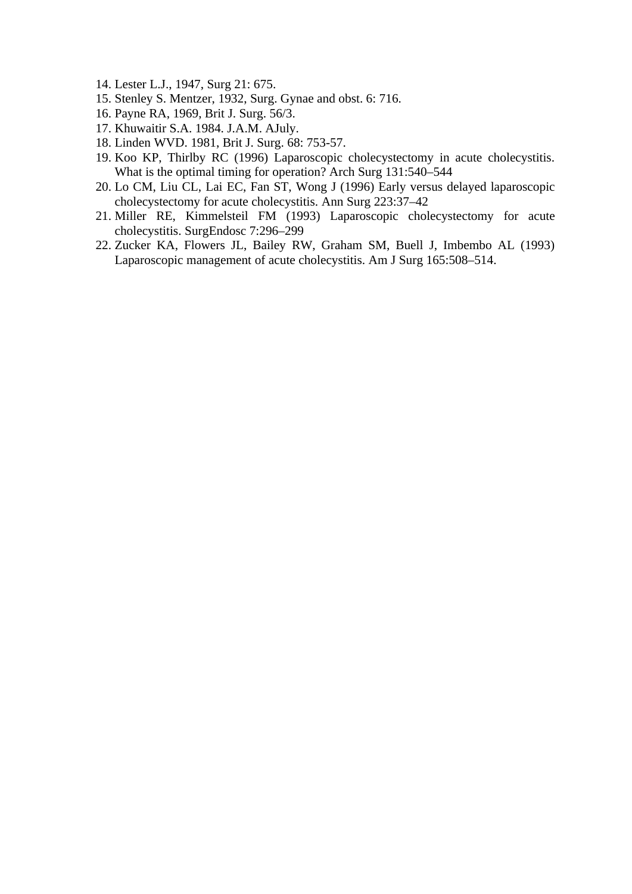14. Lester L.J., 1947, Surg 21: 675.
15. Stenley S. Mentzer, 1932, Surg. Gynae and obst. 6: 716.
16. Payne RA, 1969, Brit J. Surg. 56/3.
17. Khuwaitir S.A. 1984. J.A.M. AJuly.
18. Linden WVD. 1981, Brit J. Surg. 68: 753-57.
19. Koo KP, Thirlby RC (1996) Laparoscopic cholecystectomy in acute cholecystitis. What is the optimal timing for operation? Arch Surg 131:540–544
20. Lo CM, Liu CL, Lai EC, Fan ST, Wong J (1996) Early versus delayed laparoscopic cholecystectomy for acute cholecystitis. Ann Surg 223:37–42
21. Miller RE, Kimmelsteil FM (1993) Laparoscopic cholecystectomy for acute cholecystitis. SurgEndosc 7:296–299
22. Zucker KA, Flowers JL, Bailey RW, Graham SM, Buell J, Imbembo AL (1993) Laparoscopic management of acute cholecystitis. Am J Surg 165:508–514.